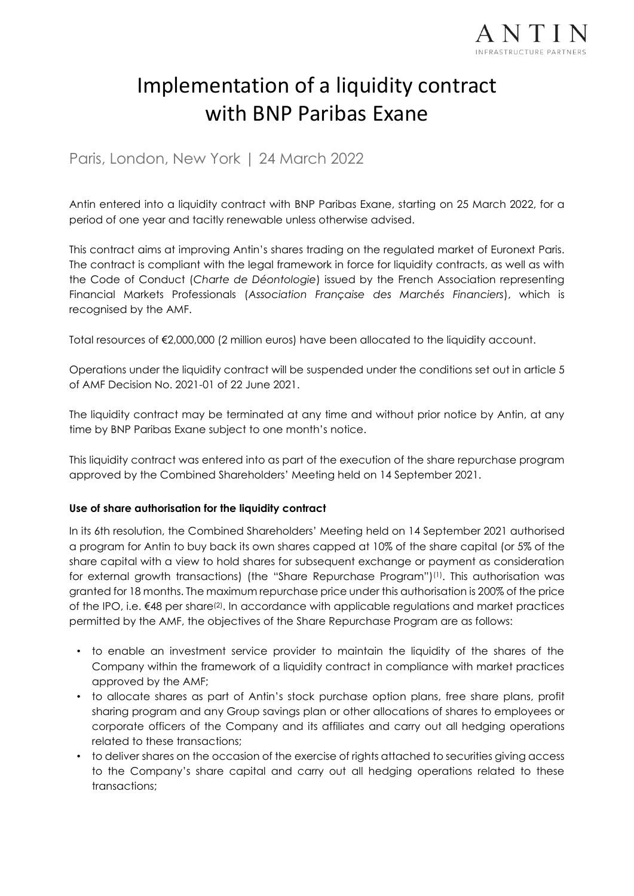# Implementation of a liquidity contract with BNP Paribas Exane

Paris, London, New York | 24 March 2022

Antin entered into a liquidity contract with BNP Paribas Exane, starting on 25 March 2022, for a period of one year and tacitly renewable unless otherwise advised.

This contract aims at improving Antin's shares trading on the regulated market of Euronext Paris. The contract is compliant with the legal framework in force for liquidity contracts, as well as with the Code of Conduct (*Charte de Déontologie*) issued by the French Association representing Financial Markets Professionals (*Association Française des Marchés Financiers*), which is recognised by the AMF.

Total resources of €2,000,000 (2 million euros) have been allocated to the liquidity account.

Operations under the liquidity contract will be suspended under the conditions set out in article 5 of AMF Decision No. 2021-01 of 22 June 2021.

The liquidity contract may be terminated at any time and without prior notice by Antin, at any time by BNP Paribas Exane subject to one month's notice.

This liquidity contract was entered into as part of the execution of the share repurchase program approved by the Combined Shareholders' Meeting held on 14 September 2021.

**Use of share authorisation for the liquidity contract**

In its 6th resolution, the Combined Shareholders' Meeting held on 14 September 2021 authorised a program for Antin to buy back its own shares capped at 10% of the share capital (or 5% of the share capital with a view to hold shares for subsequent exchange or payment as consideration for external growth transactions) (the "Share Repurchase Program")[1]. This authorisation was granted for 18 months. The maximum repurchase price under this authorisation is 200% of the price of the IPO, i.e. €48 per share[2]. In accordance with applicable regulations and market practices permitted by the AMF, the objectives of the Share Repurchase Program are as follows:

- to enable an investment service provider to maintain the liquidity of the shares of the Company within the framework of a liquidity contract in compliance with market practices approved by the AMF;
- to allocate shares as part of Antin's stock purchase option plans, free share plans, profit sharing program and any Group savings plan or other allocations of shares to employees or corporate officers of the Company and its affiliates and carry out all hedging operations related to these transactions;
- to deliver shares on the occasion of the exercise of rights attached to securities giving access to the Company's share capital and carry out all hedging operations related to these transactions;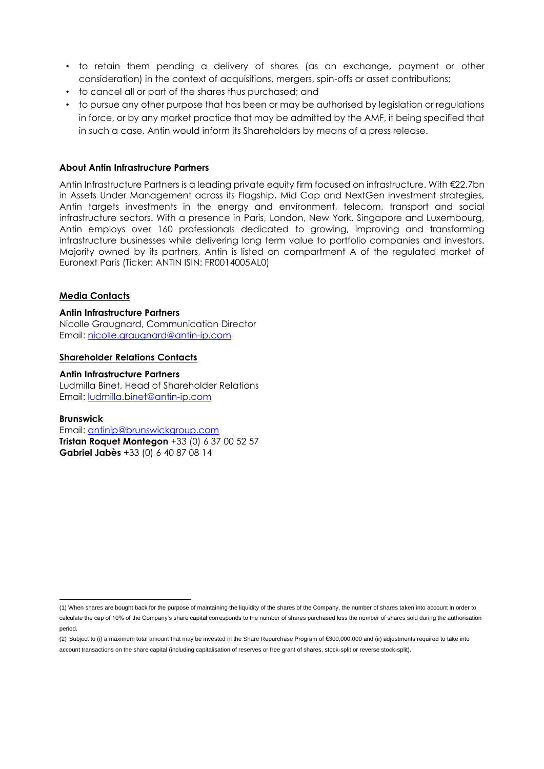- to retain them pending a delivery of shares (as an exchange, payment or other consideration) in the context of acquisitions, mergers, spin-offs or asset contributions;
- to cancel all or part of the shares thus purchased; and
- to pursue any other purpose that has been or may be authorised by legislation or regulations in force, or by any market practice that may be admitted by the AMF, it being specified that in such a case, Antin would inform its Shareholders by means of a press release.

**About Antin Infrastructure Partners**

Antin Infrastructure Partners is a leading private equity firm focused on infrastructure. With €22.7bn in Assets Under Management across its Flagship, Mid Cap and NextGen investment strategies, Antin targets investments in the energy and environment, telecom, transport and social infrastructure sectors. With a presence in Paris, London, New York, Singapore and Luxembourg, Antin employs over 160 professionals dedicated to growing, improving and transforming infrastructure businesses while delivering long term value to portfolio companies and investors. Majority owned by its partners, Antin is listed on compartment A of the regulated market of Euronext Paris (Ticker: ANTIN ISIN: FR0014005AL0)

**Media Contacts**

**Antin Infrastructure Partners**
Nicolle Graugnard, Communication Director
Email: nicolle.graugnard@antin-ip.com

**Shareholder Relations Contacts**

**Antin Infrastructure Partners**
Ludmilla Binet, Head of Shareholder Relations
Email: ludmilla.binet@antin-ip.com

**Brunswick**
Email: antinip@brunswickgroup.com
**Tristan Roquet Montegon** +33 (0) 6 37 00 52 57
**Gabriel Jabès** +33 (0) 6 40 87 08 14

---

(1) When shares are bought back for the purpose of maintaining the liquidity of the shares of the Company, the number of shares taken into account in order to calculate the cap of 10% of the Company's share capital corresponds to the number of shares purchased less the number of shares sold during the authorisation period.

(2) Subject to (i) a maximum total amount that may be invested in the Share Repurchase Program of €300,000,000 and (ii) adjustments required to take into account transactions on the share capital (including capitalisation of reserves or free grant of shares, stock-split or reverse stock-split).